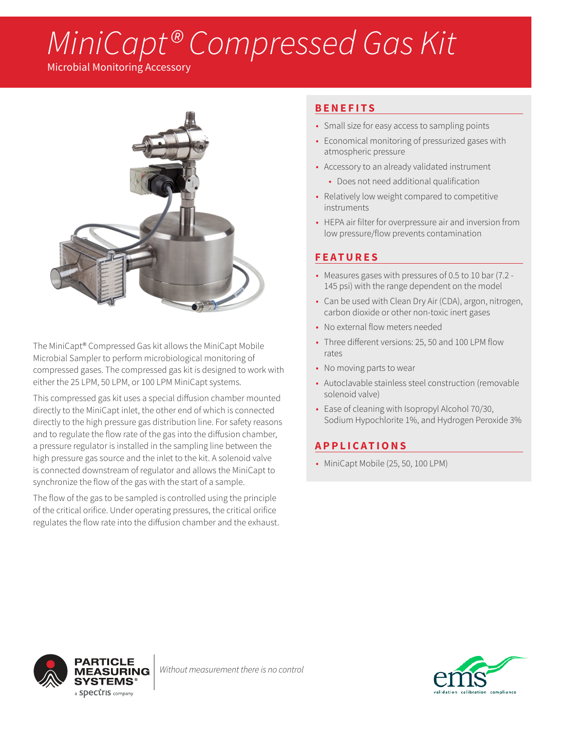# *MiniCapt® Compressed Gas Kit*

Microbial Monitoring Accessory

The MiniCapt® Compressed Gas kit allows the MiniCapt Mobile Microbial Sampler to perform microbiological monitoring of compressed gases. The compressed gas kit is designed to work with either the 25 LPM, 50 LPM, or 100 LPM MiniCapt systems.

This compressed gas kit uses a special diffusion chamber mounted directly to the MiniCapt inlet, the other end of which is connected directly to the high pressure gas distribution line. For safety reasons and to regulate the flow rate of the gas into the diffusion chamber, a pressure regulator is installed in the sampling line between the high pressure gas source and the inlet to the kit. A solenoid valve is connected downstream of regulator and allows the MiniCapt to synchronize the flow of the gas with the start of a sample.

The flow of the gas to be sampled is controlled using the principle of the critical orifice. Under operating pressures, the critical orifice regulates the flow rate into the diffusion chamber and the exhaust.

## BENEFITS

- Small size for easy access to sampling points
- Economical monitoring of pressurized gases with atmospheric pressure
- Accessory to an already validated instrument
  - Does not need additional qualification
- Relatively low weight compared to competitive instruments
- HEPA air filter for overpressure air and inversion from low pressure/flow prevents contamination

## FEATURES

- Measures gases with pressures of 0.5 to 10 bar (7.2 - 145 psi) with the range dependent on the model
- Can be used with Clean Dry Air (CDA), argon, nitrogen, carbon dioxide or other non-toxic inert gases
- No external flow meters needed
- Three different versions: 25, 50 and 100 LPM flow rates
- No moving parts to wear
- Autoclavable stainless steel construction (removable solenoid valve)
- Ease of cleaning with Isopropyl Alcohol 70/30, Sodium Hypochlorite 1%, and Hydrogen Peroxide 3%

## APPLICATIONS

- MiniCapt Mobile (25, 50, 100 LPM)

PARTICLE MEASURING SYSTEMS® a spectris company

*Without measurement there is no control*

ems validation calibration compliance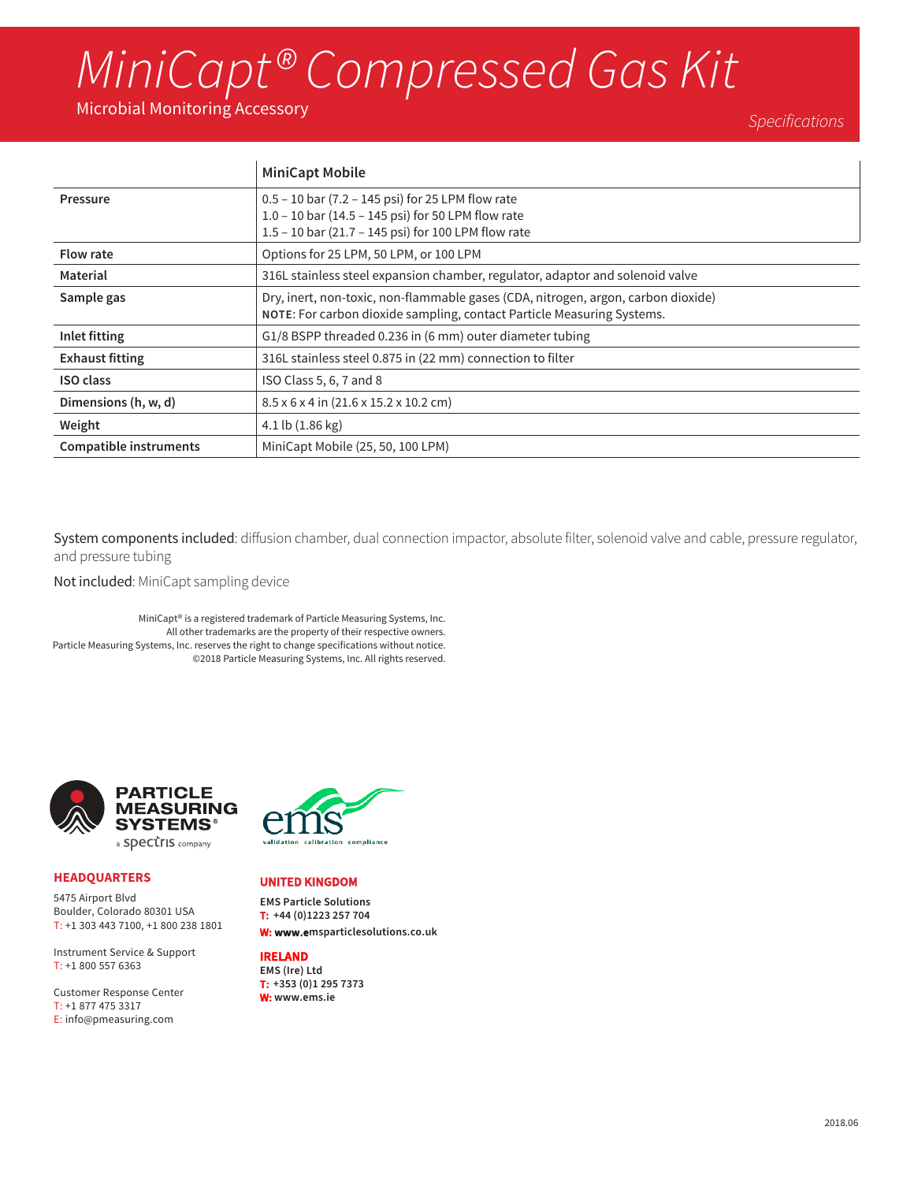# MiniCapt® Compressed Gas Kit

Microbial Monitoring Accessory

*Specifications*

| | MiniCapt Mobile |
|---|---|
| **Pressure** | 0.5 – 10 bar (7.2 – 145 psi) for 25 LPM flow rate<br>1.0 – 10 bar (14.5 – 145 psi) for 50 LPM flow rate<br>1.5 – 10 bar (21.7 – 145 psi) for 100 LPM flow rate |
| **Flow rate** | Options for 25 LPM, 50 LPM, or 100 LPM |
| **Material** | 316L stainless steel expansion chamber, regulator, adaptor and solenoid valve |
| **Sample gas** | Dry, inert, non-toxic, non-flammable gases (CDA, nitrogen, argon, carbon dioxide)<br>**NOTE**: For carbon dioxide sampling, contact Particle Measuring Systems. |
| **Inlet fitting** | G1/8 BSPP threaded 0.236 in (6 mm) outer diameter tubing |
| **Exhaust fitting** | 316L stainless steel 0.875 in (22 mm) connection to filter |
| **ISO class** | ISO Class 5, 6, 7 and 8 |
| **Dimensions (h, w, d)** | 8.5 x 6 x 4 in (21.6 x 15.2 x 10.2 cm) |
| **Weight** | 4.1 lb (1.86 kg) |
| **Compatible instruments** | MiniCapt Mobile (25, 50, 100 LPM) |

System components included: diffusion chamber, dual connection impactor, absolute filter, solenoid valve and cable, pressure regulator, and pressure tubing

Not included: MiniCapt sampling device

MiniCapt® is a registered trademark of Particle Measuring Systems, Inc.
All other trademarks are the property of their respective owners.
Particle Measuring Systems, Inc. reserves the right to change specifications without notice.
©2018 Particle Measuring Systems, Inc. All rights reserved.

PARTICLE MEASURING SYSTEMS®
a spectris company

ems
validation calibration compliance

**HEADQUARTERS**

5475 Airport Blvd
Boulder, Colorado 80301 USA
T: +1 303 443 7100, +1 800 238 1801

Instrument Service & Support
T: +1 800 557 6363

Customer Response Center
T: +1 877 475 3317
E: info@pmeasuring.com

**UNITED KINGDOM**

**EMS Particle Solutions**
**T: +44 (0)1223 257 704**
**W: www.emsparticlesolutions.co.uk**

**IRELAND**

**EMS (Ire) Ltd**
**T: +353 (0)1 295 7373**
**W: www.ems.ie**

2018.06